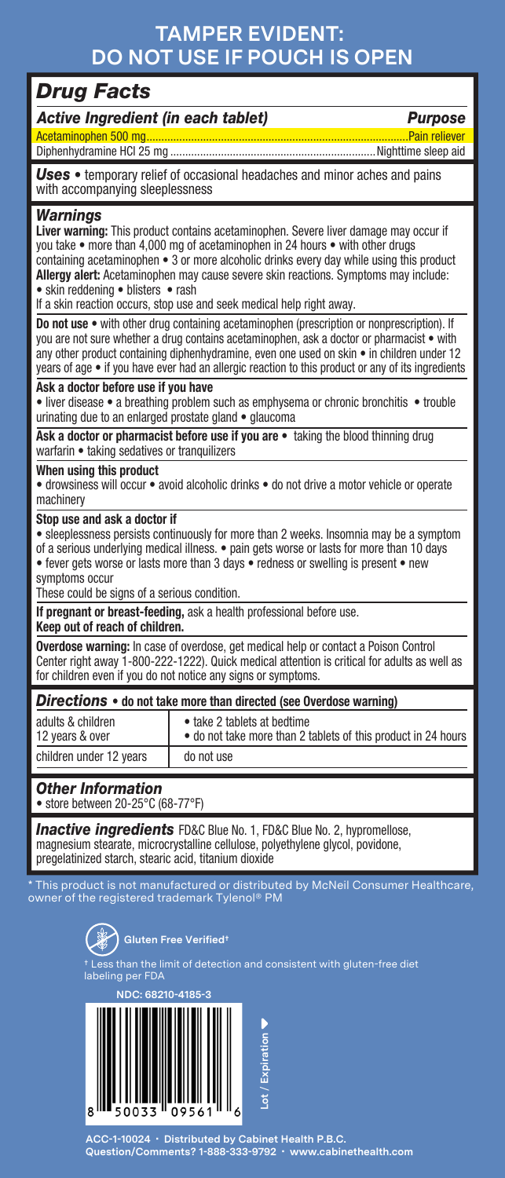# TAMPER EVIDENT: DO NOT USE IF POUCH IS OPEN

## *Drug Facts*

| *Active Ingredient (in each tablet)* | *Purpose* |
|---|---|
| Acetaminophen 500 mg | Pain reliever |
| Diphenhydramine HCl 25 mg | Nighttime sleep aid |

***Uses*** • temporary relief of occasional headaches and minor aches and pains with accompanying sleeplessness

### *Warnings*

**Liver warning:** This product contains acetaminophen. Severe liver damage may occur if you take • more than 4,000 mg of acetaminophen in 24 hours • with other drugs containing acetaminophen • 3 or more alcoholic drinks every day while using this product

**Allergy alert:** Acetaminophen may cause severe skin reactions. Symptoms may include:
• skin reddening • blisters • rash

If a skin reaction occurs, stop use and seek medical help right away.

**Do not use** • with other drug containing acetaminophen (prescription or nonprescription). If you are not sure whether a drug contains acetaminophen, ask a doctor or pharmacist • with any other product containing diphenhydramine, even one used on skin • in children under 12 years of age • if you have ever had an allergic reaction to this product or any of its ingredients

**Ask a doctor before use if you have**

• liver disease • a breathing problem such as emphysema or chronic bronchitis • trouble urinating due to an enlarged prostate gland • glaucoma

**Ask a doctor or pharmacist before use if you are** • taking the blood thinning drug warfarin • taking sedatives or tranquilizers

**When using this product**

• drowsiness will occur • avoid alcoholic drinks • do not drive a motor vehicle or operate machinery

**Stop use and ask a doctor if**

• sleeplessness persists continuously for more than 2 weeks. Insomnia may be a symptom of a serious underlying medical illness. • pain gets worse or lasts for more than 10 days
• fever gets worse or lasts more than 3 days • redness or swelling is present • new symptoms occur

These could be signs of a serious condition.

**If pregnant or breast-feeding,** ask a health professional before use.

**Keep out of reach of children.**

**Overdose warning:** In case of overdose, get medical help or contact a Poison Control Center right away 1-800-222-1222). Quick medical attention is critical for adults as well as for children even if you do not notice any signs or symptoms.

### *Directions* • do not take more than directed (see Overdose warning)

| adults & children 12 years & over | • take 2 tablets at bedtime • do not take more than 2 tablets of this product in 24 hours |
|---|---|
| children under 12 years | do not use |

### *Other Information*

• store between 20-25°C (68-77°F)

***Inactive ingredients*** FD&C Blue No. 1, FD&C Blue No. 2, hypromellose, magnesium stearate, microcrystalline cellulose, polyethylene glycol, povidone, pregelatinized starch, stearic acid, titanium dioxide

* This product is not manufactured or distributed by McNeil Consumer Healthcare, owner of the registered trademark Tylenol® PM

**Gluten Free Verified**[†]

[†] Less than the limit of detection and consistent with gluten-free diet labeling per FDA

**NDC: 68210-4185-3**

8 50033 09561 6

Lot / Expiration ▶

ACC-1-10024 · Distributed by Cabinet Health P.B.C.
Question/Comments? 1-888-333-9792 · www.cabinethealth.com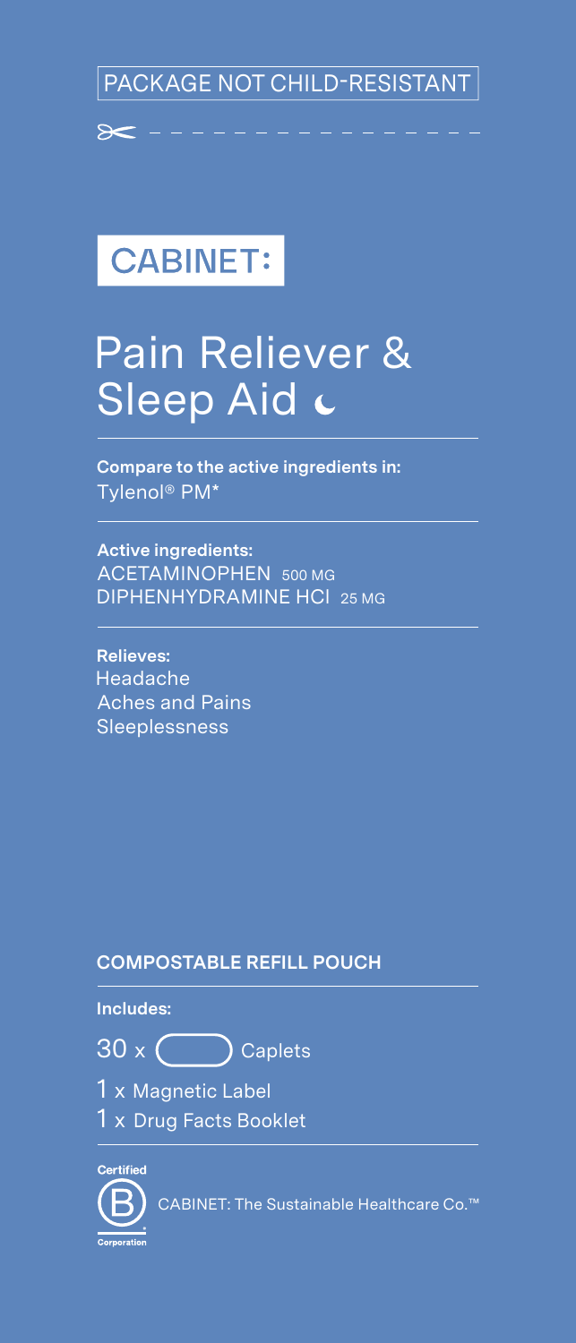PACKAGE NOT CHILD-RESISTANT

CABINET:

# Pain Reliever & Sleep Aid

**Compare to the active ingredients in:**
Tylenol® PM*

**Active ingredients:**
ACETAMINOPHEN 500 MG
DIPHENHYDRAMINE HCl 25 MG

**Relieves:**
Headache
Aches and Pains
Sleeplessness

**COMPOSTABLE REFILL POUCH**

**Includes:**

30 x Caplets

1 x Magnetic Label

1 x Drug Facts Booklet

Certified B Corporation

CABINET: The Sustainable Healthcare Co.™